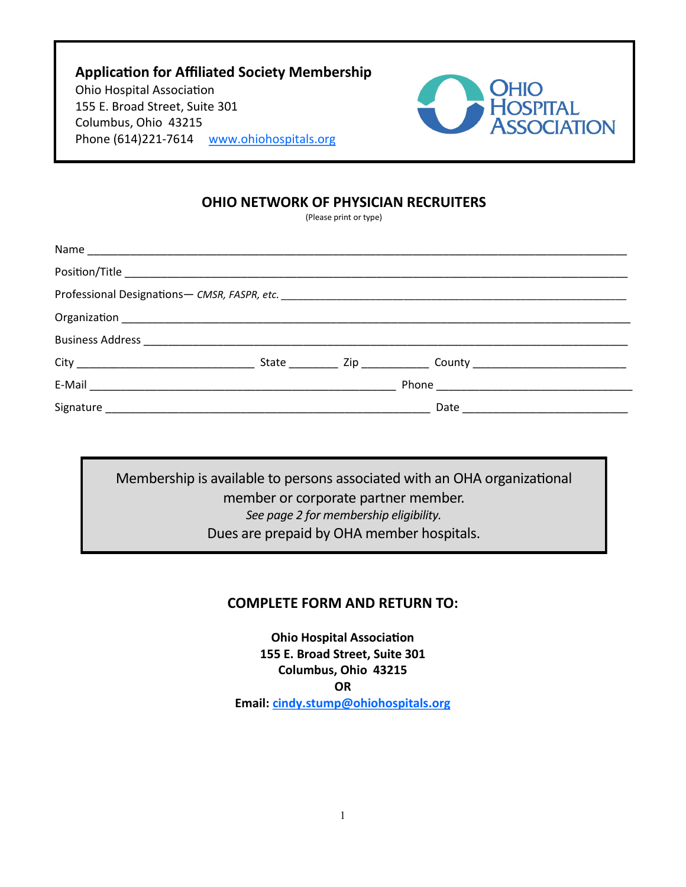**Application for Affiliated Society Membership**

Ohio Hospital Association
155 E. Broad Street, Suite 301
Columbus, Ohio 43215
Phone (614)221-7614 www.ohiohospitals.org

OHIO HOSPITAL ASSOCIATION

## OHIO NETWORK OF PHYSICIAN RECRUITERS

(Please print or type)

Name ______________________________________________________________________________

Position/Title _________________________________________________________________________

Professional Designations— *CMSR, FASPR, etc.* ______________________________________________

Organization __________________________________________________________________________

Business Address ______________________________________________________________________

City ___________________________ State ________ Zip ___________ County _______________________

E-Mail ______________________________________________ Phone ____________________________

Signature ___________________________________________________ Date _______________________

> Membership is available to persons associated with an OHA organizational member or corporate partner member.
>
> *See page 2 for membership eligibility.*
>
> Dues are prepaid by OHA member hospitals.

## COMPLETE FORM AND RETURN TO:

**Ohio Hospital Association**
**155 E. Broad Street, Suite 301**
**Columbus, Ohio 43215**
**OR**
**Email: cindy.stump@ohiohospitals.org**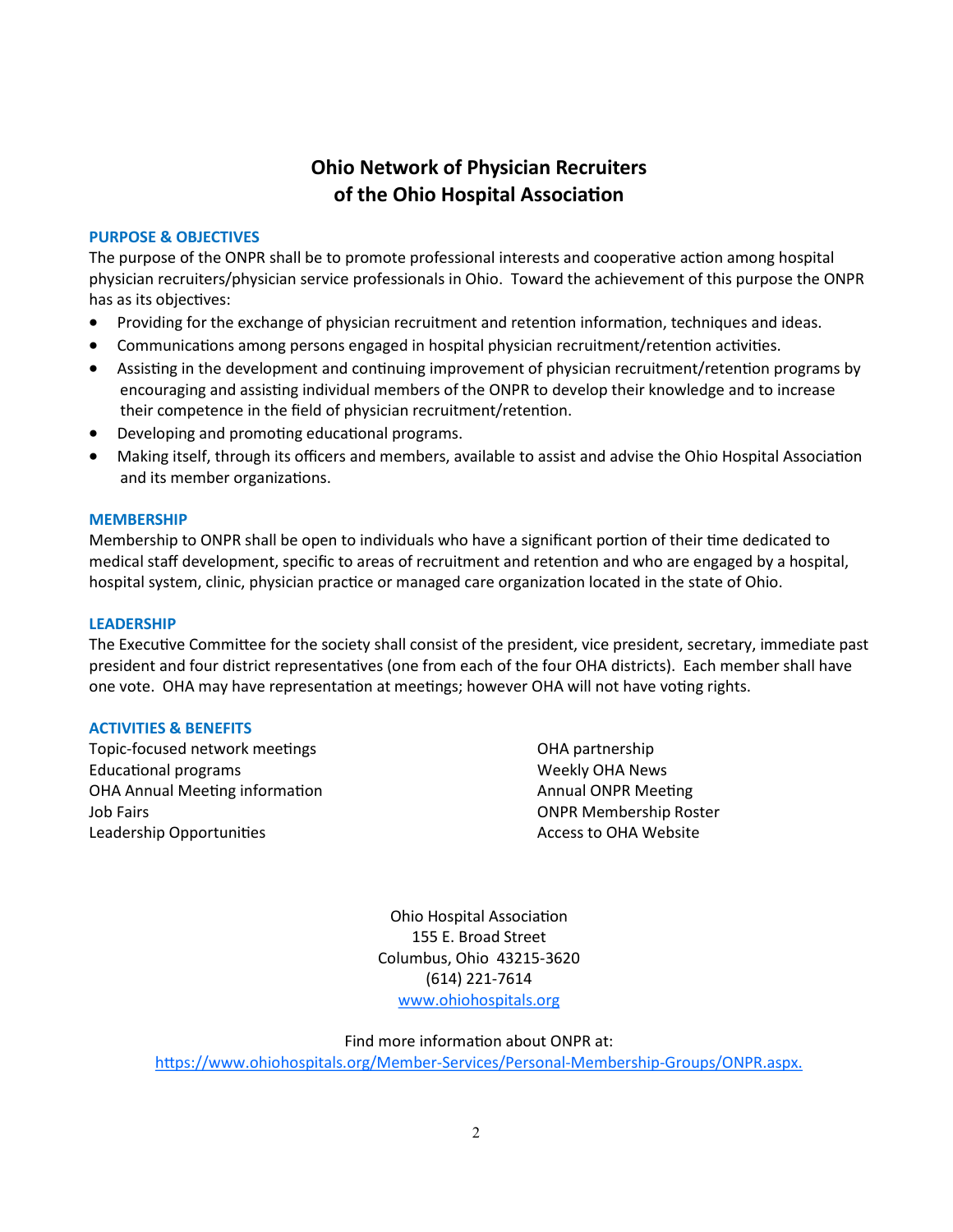# Ohio Network of Physician Recruiters of the Ohio Hospital Association

## PURPOSE & OBJECTIVES

The purpose of the ONPR shall be to promote professional interests and cooperative action among hospital physician recruiters/physician service professionals in Ohio. Toward the achievement of this purpose the ONPR has as its objectives:

- Providing for the exchange of physician recruitment and retention information, techniques and ideas.
- Communications among persons engaged in hospital physician recruitment/retention activities.
- Assisting in the development and continuing improvement of physician recruitment/retention programs by encouraging and assisting individual members of the ONPR to develop their knowledge and to increase their competence in the field of physician recruitment/retention.
- Developing and promoting educational programs.
- Making itself, through its officers and members, available to assist and advise the Ohio Hospital Association and its member organizations.

## MEMBERSHIP

Membership to ONPR shall be open to individuals who have a significant portion of their time dedicated to medical staff development, specific to areas of recruitment and retention and who are engaged by a hospital, hospital system, clinic, physician practice or managed care organization located in the state of Ohio.

## LEADERSHIP

The Executive Committee for the society shall consist of the president, vice president, secretary, immediate past president and four district representatives (one from each of the four OHA districts). Each member shall have one vote. OHA may have representation at meetings; however OHA will not have voting rights.

## ACTIVITIES & BENEFITS

Topic-focused network meetings
Educational programs
OHA Annual Meeting information
Job Fairs
Leadership Opportunities
OHA partnership
Weekly OHA News
Annual ONPR Meeting
ONPR Membership Roster
Access to OHA Website

Ohio Hospital Association
155 E. Broad Street
Columbus, Ohio 43215-3620
(614) 221-7614
www.ohiohospitals.org

Find more information about ONPR at:
https://www.ohiohospitals.org/Member-Services/Personal-Membership-Groups/ONPR.aspx.